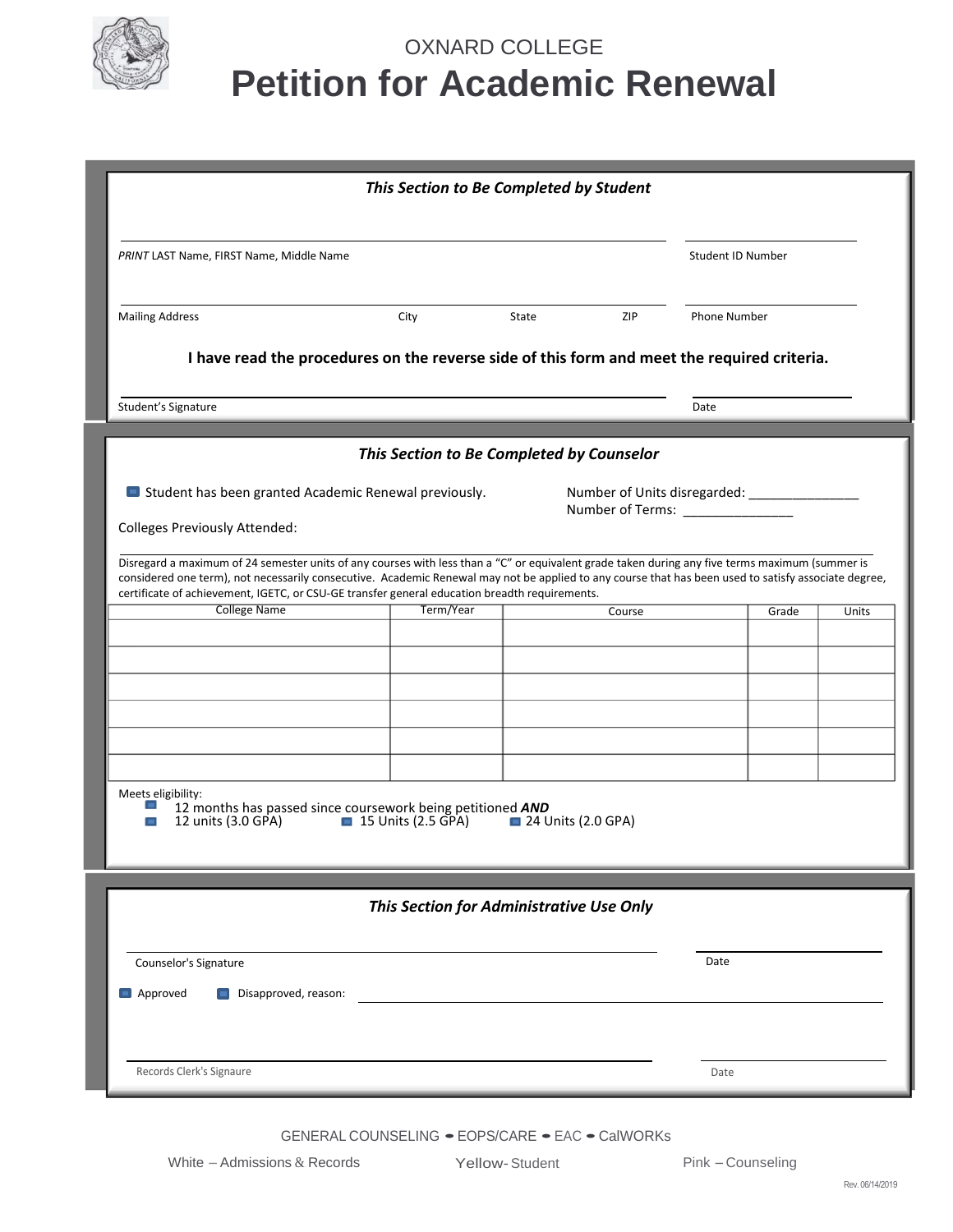OXNARD COLLEGE

# Petition for Academic Renewal

### *This Section to Be Completed by Student*

_______________________________________________ ____________________

*PRINT* LAST Name, FIRST Name, Middle Name — Student ID Number

_______________________________________________ ____________________

Mailing Address — City — State — ZIP — Phone Number

**I have read the procedures on the reverse side of this form and meet the required criteria.**

_______________________________________________ ____________________

Student's Signature — Date

### *This Section to Be Completed by Counselor*

☐ Student has been granted Academic Renewal previously.

Number of Units disregarded: _______________

Number of Terms: _______________

Colleges Previously Attended:

_______________________________________________________________________

Disregard a maximum of 24 semester units of any courses with less than a "C" or equivalent grade taken during any five terms maximum (summer is considered one term), not necessarily consecutive. Academic Renewal may not be applied to any course that has been used to satisfy associate degree, certificate of achievement, IGETC, or CSU-GE transfer general education breadth requirements.

| College Name | Term/Year | Course | Grade | Units |
|---|---|---|---|---|
| | | | | |
| | | | | |
| | | | | |
| | | | | |
| | | | | |
| | | | | |

Meets eligibility:

☐ 12 months has passed since coursework being petitioned ***AND***

☐ 12 units (3.0 GPA) ☐ 15 Units (2.5 GPA) ☐ 24 Units (2.0 GPA)

### *This Section for Administrative Use Only*

_______________________________________________ ____________________

Counselor's Signature — Date

☐ Approved ☐ Disapproved, reason: _______________________________________

_______________________________________________ ____________________

Records Clerk's Signaure — Date

GENERAL COUNSELING • EOPS/CARE • EAC • CalWORKs

White – Admissions & Records Yellow- Student Pink – Counseling

Rev. 06/14/2019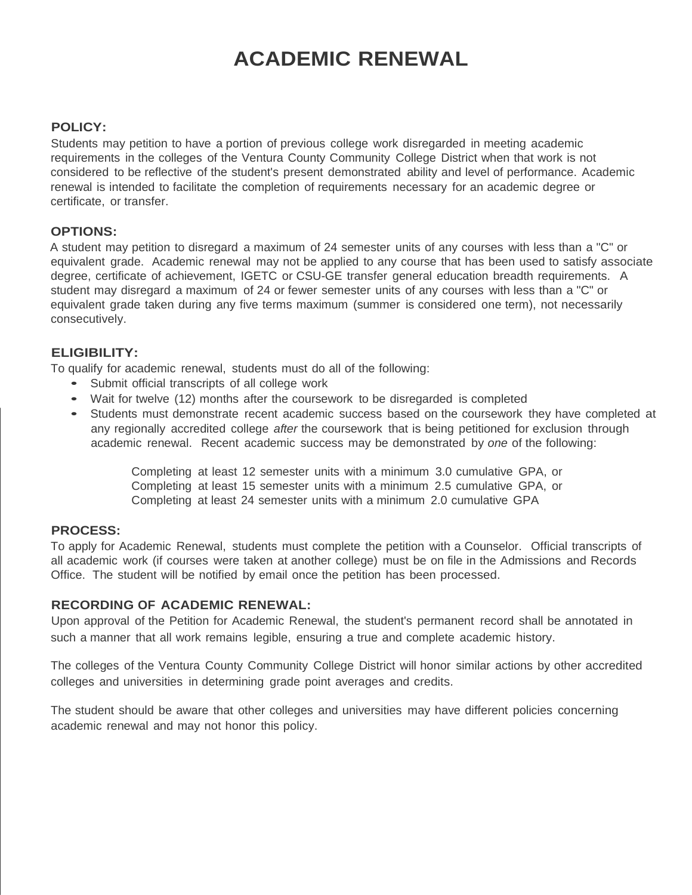# ACADEMIC RENEWAL

## POLICY:

Students may petition to have a portion of previous college work disregarded in meeting academic requirements in the colleges of the Ventura County Community College District when that work is not considered to be reflective of the student's present demonstrated ability and level of performance. Academic renewal is intended to facilitate the completion of requirements necessary for an academic degree or certificate, or transfer.

## OPTIONS:

A student may petition to disregard a maximum of 24 semester units of any courses with less than a "C" or equivalent grade. Academic renewal may not be applied to any course that has been used to satisfy associate degree, certificate of achievement, IGETC or CSU-GE transfer general education breadth requirements. A student may disregard a maximum of 24 or fewer semester units of any courses with less than a "C" or equivalent grade taken during any five terms maximum (summer is considered one term), not necessarily consecutively.

## ELIGIBILITY:

To qualify for academic renewal, students must do all of the following:

- Submit official transcripts of all college work
- Wait for twelve (12) months after the coursework to be disregarded is completed
- Students must demonstrate recent academic success based on the coursework they have completed at any regionally accredited college *after* the coursework that is being petitioned for exclusion through academic renewal. Recent academic success may be demonstrated by *one* of the following:

    Completing at least 12 semester units with a minimum 3.0 cumulative GPA, or
    Completing at least 15 semester units with a minimum 2.5 cumulative GPA, or
    Completing at least 24 semester units with a minimum 2.0 cumulative GPA

## PROCESS:

To apply for Academic Renewal, students must complete the petition with a Counselor. Official transcripts of all academic work (if courses were taken at another college) must be on file in the Admissions and Records Office. The student will be notified by email once the petition has been processed.

## RECORDING OF ACADEMIC RENEWAL:

Upon approval of the Petition for Academic Renewal, the student's permanent record shall be annotated in such a manner that all work remains legible, ensuring a true and complete academic history.

The colleges of the Ventura County Community College District will honor similar actions by other accredited colleges and universities in determining grade point averages and credits.

The student should be aware that other colleges and universities may have different policies concerning academic renewal and may not honor this policy.